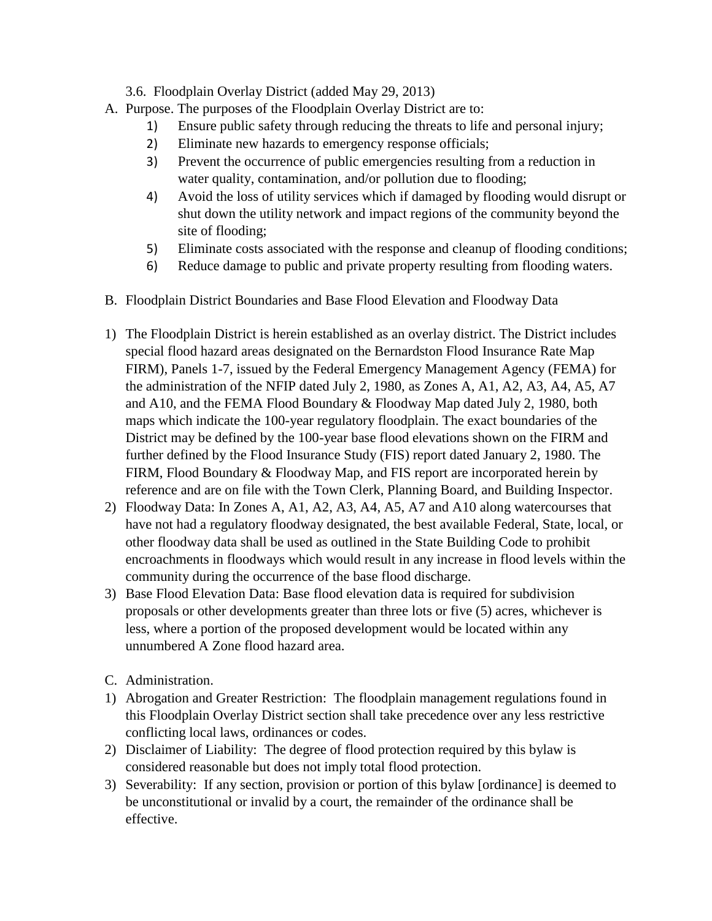## 3.6. Floodplain Overlay District (added May 29, 2013)

A. Purpose. The purposes of the Floodplain Overlay District are to:

1) Ensure public safety through reducing the threats to life and personal injury;
2) Eliminate new hazards to emergency response officials;
3) Prevent the occurrence of public emergencies resulting from a reduction in water quality, contamination, and/or pollution due to flooding;
4) Avoid the loss of utility services which if damaged by flooding would disrupt or shut down the utility network and impact regions of the community beyond the site of flooding;
5) Eliminate costs associated with the response and cleanup of flooding conditions;
6) Reduce damage to public and private property resulting from flooding waters.

B. Floodplain District Boundaries and Base Flood Elevation and Floodway Data

1) The Floodplain District is herein established as an overlay district. The District includes special flood hazard areas designated on the Bernardston Flood Insurance Rate Map FIRM), Panels 1-7, issued by the Federal Emergency Management Agency (FEMA) for the administration of the NFIP dated July 2, 1980, as Zones A, A1, A2, A3, A4, A5, A7 and A10, and the FEMA Flood Boundary & Floodway Map dated July 2, 1980, both maps which indicate the 100-year regulatory floodplain. The exact boundaries of the District may be defined by the 100-year base flood elevations shown on the FIRM and further defined by the Flood Insurance Study (FIS) report dated January 2, 1980. The FIRM, Flood Boundary & Floodway Map, and FIS report are incorporated herein by reference and are on file with the Town Clerk, Planning Board, and Building Inspector.
2) Floodway Data: In Zones A, A1, A2, A3, A4, A5, A7 and A10 along watercourses that have not had a regulatory floodway designated, the best available Federal, State, local, or other floodway data shall be used as outlined in the State Building Code to prohibit encroachments in floodways which would result in any increase in flood levels within the community during the occurrence of the base flood discharge.
3) Base Flood Elevation Data: Base flood elevation data is required for subdivision proposals or other developments greater than three lots or five (5) acres, whichever is less, where a portion of the proposed development would be located within any unnumbered A Zone flood hazard area.

C. Administration.

1) Abrogation and Greater Restriction: The floodplain management regulations found in this Floodplain Overlay District section shall take precedence over any less restrictive conflicting local laws, ordinances or codes.
2) Disclaimer of Liability: The degree of flood protection required by this bylaw is considered reasonable but does not imply total flood protection.
3) Severability: If any section, provision or portion of this bylaw [ordinance] is deemed to be unconstitutional or invalid by a court, the remainder of the ordinance shall be effective.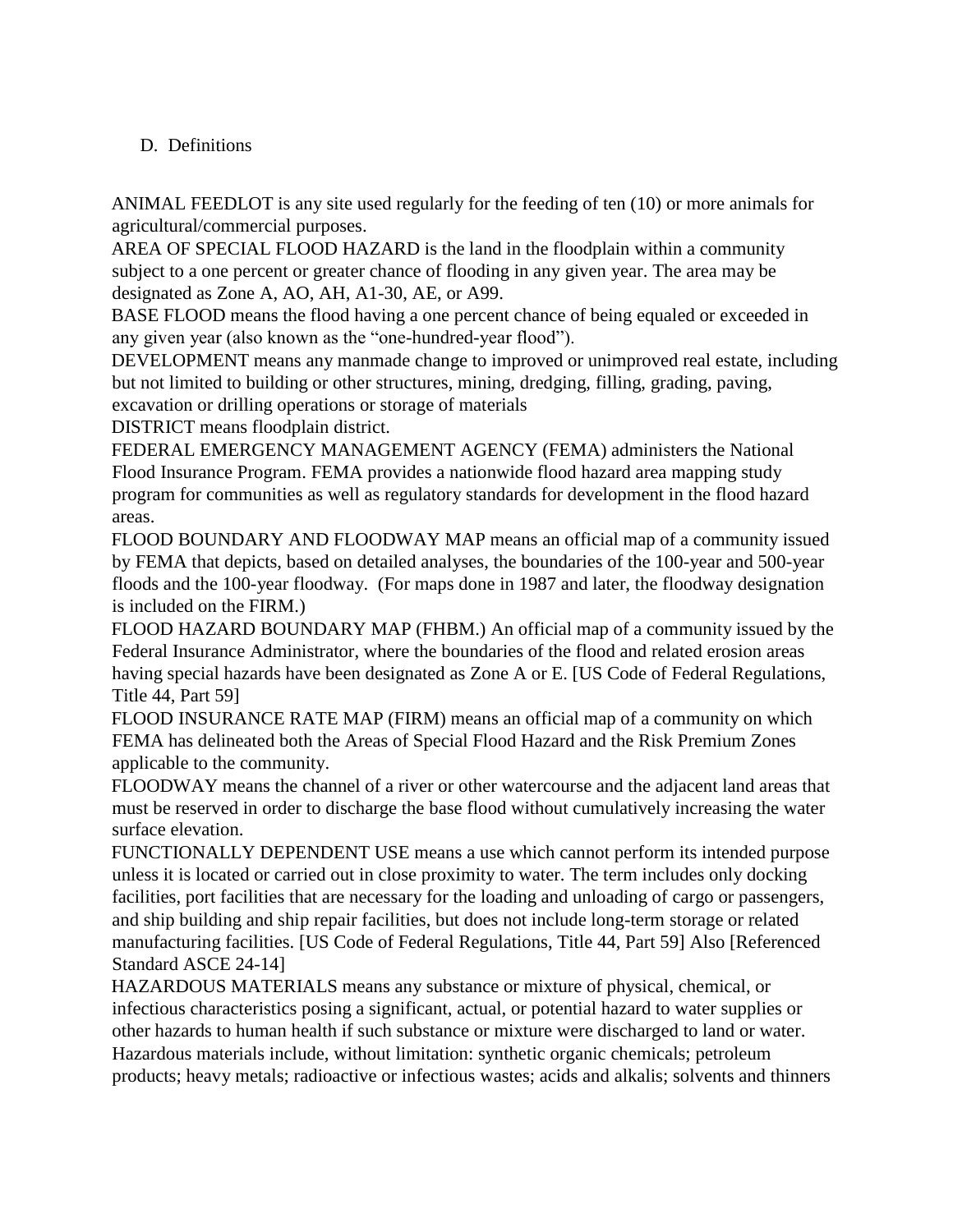D. Definitions

ANIMAL FEEDLOT is any site used regularly for the feeding of ten (10) or more animals for agricultural/commercial purposes.

AREA OF SPECIAL FLOOD HAZARD is the land in the floodplain within a community subject to a one percent or greater chance of flooding in any given year. The area may be designated as Zone A, AO, AH, A1-30, AE, or A99.

BASE FLOOD means the flood having a one percent chance of being equaled or exceeded in any given year (also known as the "one-hundred-year flood").

DEVELOPMENT means any manmade change to improved or unimproved real estate, including but not limited to building or other structures, mining, dredging, filling, grading, paving, excavation or drilling operations or storage of materials

DISTRICT means floodplain district.

FEDERAL EMERGENCY MANAGEMENT AGENCY (FEMA) administers the National Flood Insurance Program. FEMA provides a nationwide flood hazard area mapping study program for communities as well as regulatory standards for development in the flood hazard areas.

FLOOD BOUNDARY AND FLOODWAY MAP means an official map of a community issued by FEMA that depicts, based on detailed analyses, the boundaries of the 100-year and 500-year floods and the 100-year floodway. (For maps done in 1987 and later, the floodway designation is included on the FIRM.)

FLOOD HAZARD BOUNDARY MAP (FHBM.) An official map of a community issued by the Federal Insurance Administrator, where the boundaries of the flood and related erosion areas having special hazards have been designated as Zone A or E. [US Code of Federal Regulations, Title 44, Part 59]

FLOOD INSURANCE RATE MAP (FIRM) means an official map of a community on which FEMA has delineated both the Areas of Special Flood Hazard and the Risk Premium Zones applicable to the community.

FLOODWAY means the channel of a river or other watercourse and the adjacent land areas that must be reserved in order to discharge the base flood without cumulatively increasing the water surface elevation.

FUNCTIONALLY DEPENDENT USE means a use which cannot perform its intended purpose unless it is located or carried out in close proximity to water. The term includes only docking facilities, port facilities that are necessary for the loading and unloading of cargo or passengers, and ship building and ship repair facilities, but does not include long-term storage or related manufacturing facilities. [US Code of Federal Regulations, Title 44, Part 59] Also [Referenced Standard ASCE 24-14]

HAZARDOUS MATERIALS means any substance or mixture of physical, chemical, or infectious characteristics posing a significant, actual, or potential hazard to water supplies or other hazards to human health if such substance or mixture were discharged to land or water. Hazardous materials include, without limitation: synthetic organic chemicals; petroleum products; heavy metals; radioactive or infectious wastes; acids and alkalis; solvents and thinners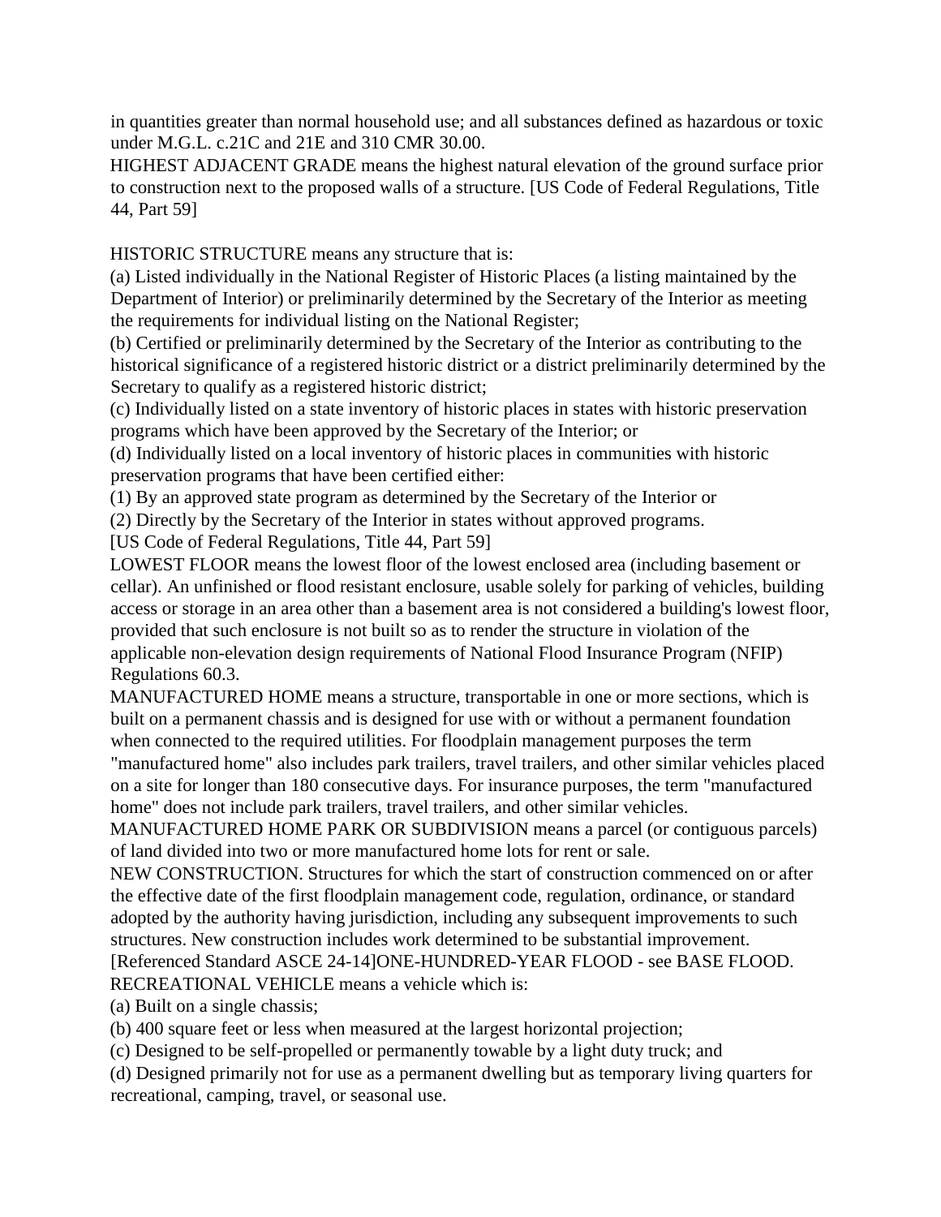in quantities greater than normal household use; and all substances defined as hazardous or toxic under M.G.L. c.21C and 21E and 310 CMR 30.00.

HIGHEST ADJACENT GRADE means the highest natural elevation of the ground surface prior to construction next to the proposed walls of a structure. [US Code of Federal Regulations, Title 44, Part 59]

HISTORIC STRUCTURE means any structure that is:

(a) Listed individually in the National Register of Historic Places (a listing maintained by the Department of Interior) or preliminarily determined by the Secretary of the Interior as meeting the requirements for individual listing on the National Register;

(b) Certified or preliminarily determined by the Secretary of the Interior as contributing to the historical significance of a registered historic district or a district preliminarily determined by the Secretary to qualify as a registered historic district;

(c) Individually listed on a state inventory of historic places in states with historic preservation programs which have been approved by the Secretary of the Interior; or

(d) Individually listed on a local inventory of historic places in communities with historic preservation programs that have been certified either:

(1) By an approved state program as determined by the Secretary of the Interior or

(2) Directly by the Secretary of the Interior in states without approved programs.

[US Code of Federal Regulations, Title 44, Part 59]

LOWEST FLOOR means the lowest floor of the lowest enclosed area (including basement or cellar). An unfinished or flood resistant enclosure, usable solely for parking of vehicles, building access or storage in an area other than a basement area is not considered a building's lowest floor, provided that such enclosure is not built so as to render the structure in violation of the applicable non-elevation design requirements of National Flood Insurance Program (NFIP) Regulations 60.3.

MANUFACTURED HOME means a structure, transportable in one or more sections, which is built on a permanent chassis and is designed for use with or without a permanent foundation when connected to the required utilities. For floodplain management purposes the term "manufactured home" also includes park trailers, travel trailers, and other similar vehicles placed on a site for longer than 180 consecutive days. For insurance purposes, the term "manufactured home" does not include park trailers, travel trailers, and other similar vehicles.

MANUFACTURED HOME PARK OR SUBDIVISION means a parcel (or contiguous parcels) of land divided into two or more manufactured home lots for rent or sale.

NEW CONSTRUCTION. Structures for which the start of construction commenced on or after the effective date of the first floodplain management code, regulation, ordinance, or standard adopted by the authority having jurisdiction, including any subsequent improvements to such structures. New construction includes work determined to be substantial improvement. [Referenced Standard ASCE 24-14]ONE-HUNDRED-YEAR FLOOD - see BASE FLOOD.

RECREATIONAL VEHICLE means a vehicle which is:

(a) Built on a single chassis;

(b) 400 square feet or less when measured at the largest horizontal projection;

(c) Designed to be self-propelled or permanently towable by a light duty truck; and

(d) Designed primarily not for use as a permanent dwelling but as temporary living quarters for recreational, camping, travel, or seasonal use.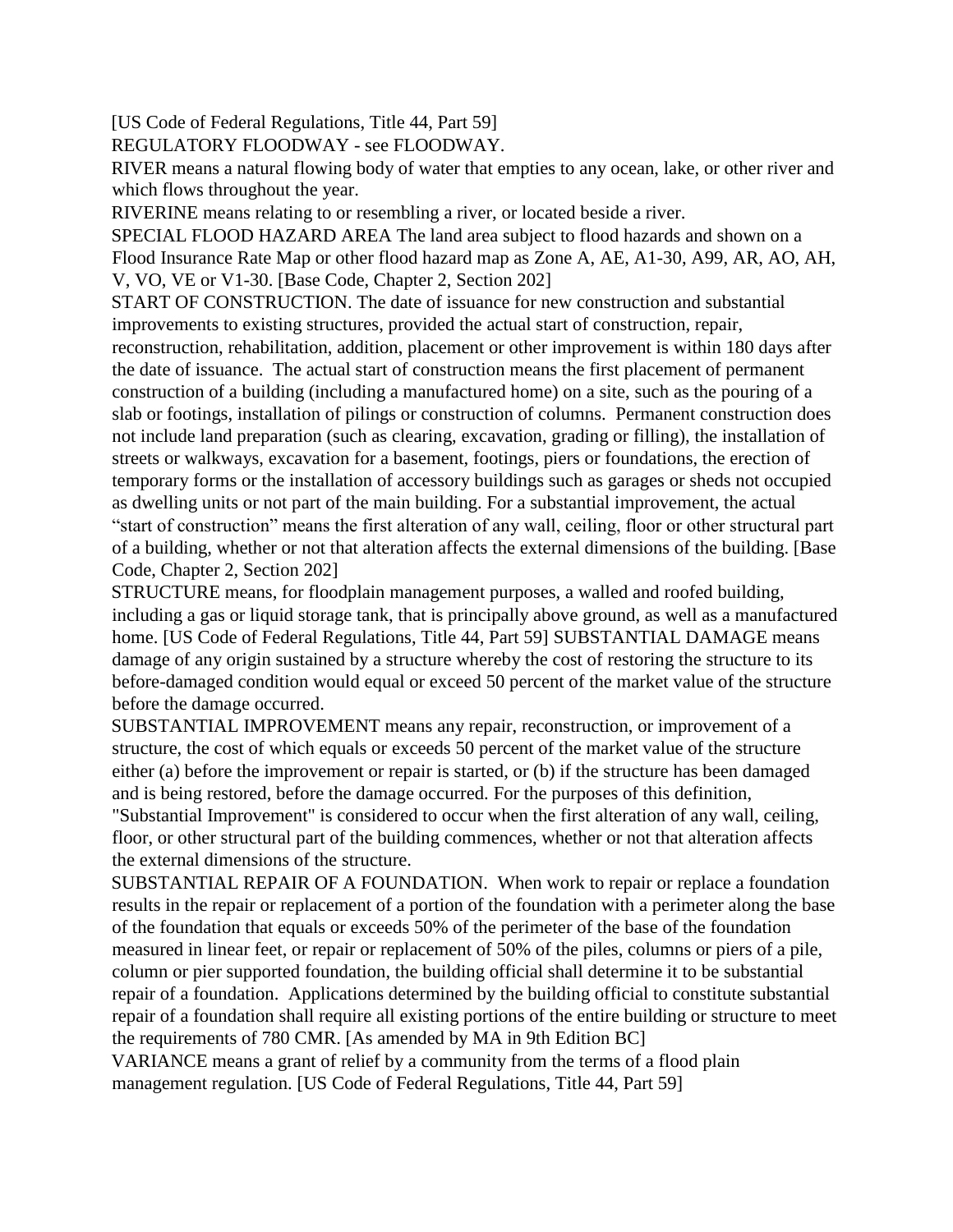[US Code of Federal Regulations, Title 44, Part 59]

REGULATORY FLOODWAY - see FLOODWAY.

RIVER means a natural flowing body of water that empties to any ocean, lake, or other river and which flows throughout the year.

RIVERINE means relating to or resembling a river, or located beside a river.

SPECIAL FLOOD HAZARD AREA The land area subject to flood hazards and shown on a Flood Insurance Rate Map or other flood hazard map as Zone A, AE, A1-30, A99, AR, AO, AH, V, VO, VE or V1-30. [Base Code, Chapter 2, Section 202]

START OF CONSTRUCTION. The date of issuance for new construction and substantial improvements to existing structures, provided the actual start of construction, repair, reconstruction, rehabilitation, addition, placement or other improvement is within 180 days after the date of issuance. The actual start of construction means the first placement of permanent construction of a building (including a manufactured home) on a site, such as the pouring of a slab or footings, installation of pilings or construction of columns. Permanent construction does not include land preparation (such as clearing, excavation, grading or filling), the installation of streets or walkways, excavation for a basement, footings, piers or foundations, the erection of temporary forms or the installation of accessory buildings such as garages or sheds not occupied as dwelling units or not part of the main building. For a substantial improvement, the actual "start of construction" means the first alteration of any wall, ceiling, floor or other structural part of a building, whether or not that alteration affects the external dimensions of the building. [Base Code, Chapter 2, Section 202]

STRUCTURE means, for floodplain management purposes, a walled and roofed building, including a gas or liquid storage tank, that is principally above ground, as well as a manufactured home. [US Code of Federal Regulations, Title 44, Part 59] SUBSTANTIAL DAMAGE means damage of any origin sustained by a structure whereby the cost of restoring the structure to its before-damaged condition would equal or exceed 50 percent of the market value of the structure before the damage occurred.

SUBSTANTIAL IMPROVEMENT means any repair, reconstruction, or improvement of a structure, the cost of which equals or exceeds 50 percent of the market value of the structure either (a) before the improvement or repair is started, or (b) if the structure has been damaged and is being restored, before the damage occurred. For the purposes of this definition, "Substantial Improvement" is considered to occur when the first alteration of any wall, ceiling, floor, or other structural part of the building commences, whether or not that alteration affects the external dimensions of the structure.

SUBSTANTIAL REPAIR OF A FOUNDATION. When work to repair or replace a foundation results in the repair or replacement of a portion of the foundation with a perimeter along the base of the foundation that equals or exceeds 50% of the perimeter of the base of the foundation measured in linear feet, or repair or replacement of 50% of the piles, columns or piers of a pile, column or pier supported foundation, the building official shall determine it to be substantial repair of a foundation. Applications determined by the building official to constitute substantial repair of a foundation shall require all existing portions of the entire building or structure to meet the requirements of 780 CMR. [As amended by MA in 9th Edition BC]

VARIANCE means a grant of relief by a community from the terms of a flood plain management regulation. [US Code of Federal Regulations, Title 44, Part 59]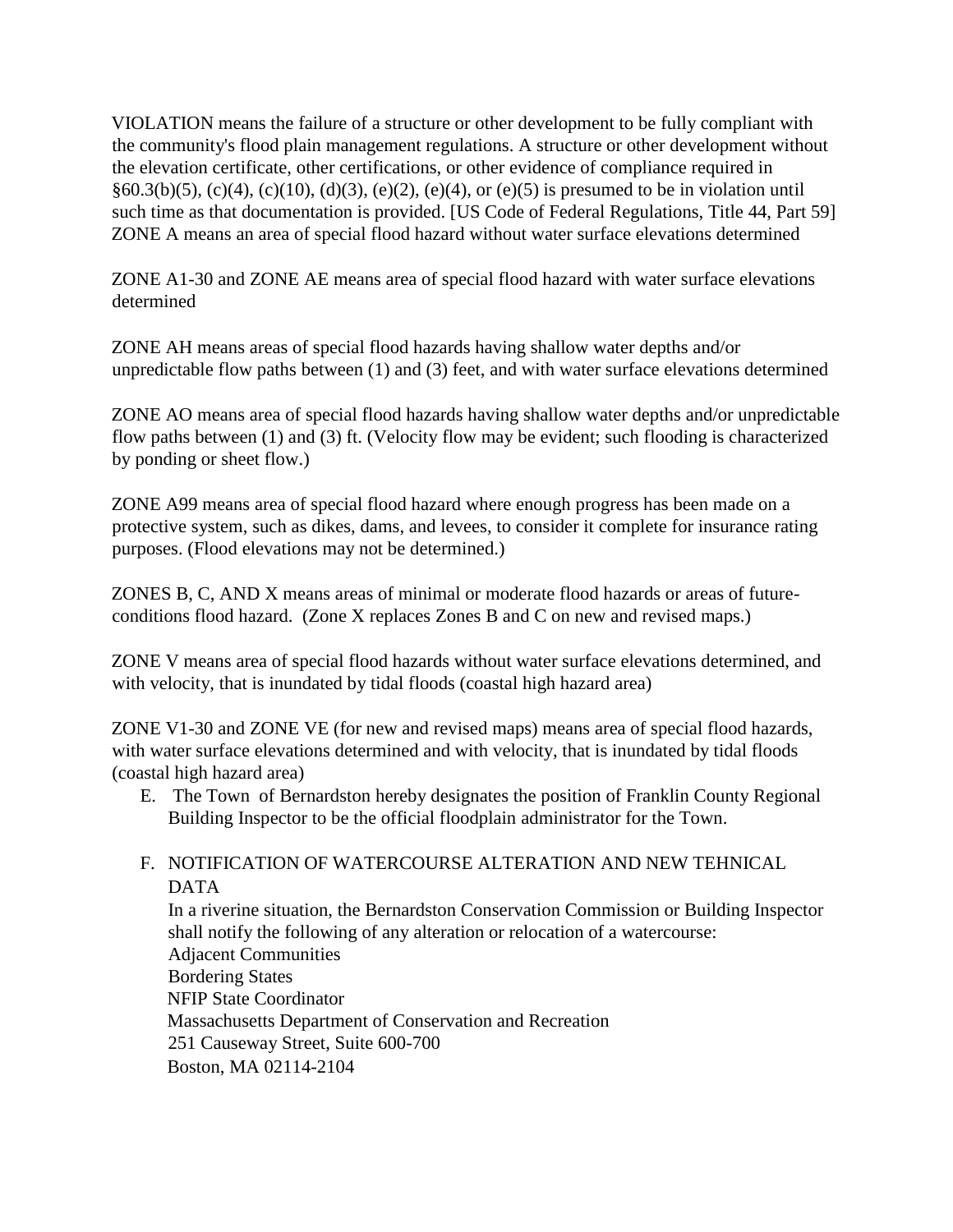VIOLATION means the failure of a structure or other development to be fully compliant with the community's flood plain management regulations. A structure or other development without the elevation certificate, other certifications, or other evidence of compliance required in §60.3(b)(5), (c)(4), (c)(10), (d)(3), (e)(2), (e)(4), or (e)(5) is presumed to be in violation until such time as that documentation is provided. [US Code of Federal Regulations, Title 44, Part 59]
ZONE A means an area of special flood hazard without water surface elevations determined

ZONE A1-30 and ZONE AE means area of special flood hazard with water surface elevations determined

ZONE AH means areas of special flood hazards having shallow water depths and/or unpredictable flow paths between (1) and (3) feet, and with water surface elevations determined

ZONE AO means area of special flood hazards having shallow water depths and/or unpredictable flow paths between (1) and (3) ft. (Velocity flow may be evident; such flooding is characterized by ponding or sheet flow.)

ZONE A99 means area of special flood hazard where enough progress has been made on a protective system, such as dikes, dams, and levees, to consider it complete for insurance rating purposes. (Flood elevations may not be determined.)

ZONES B, C, AND X means areas of minimal or moderate flood hazards or areas of future-conditions flood hazard. (Zone X replaces Zones B and C on new and revised maps.)

ZONE V means area of special flood hazards without water surface elevations determined, and with velocity, that is inundated by tidal floods (coastal high hazard area)

ZONE V1-30 and ZONE VE (for new and revised maps) means area of special flood hazards, with water surface elevations determined and with velocity, that is inundated by tidal floods (coastal high hazard area)

E. The Town of Bernardston hereby designates the position of Franklin County Regional Building Inspector to be the official floodplain administrator for the Town.

F. NOTIFICATION OF WATERCOURSE ALTERATION AND NEW TEHNICAL DATA

In a riverine situation, the Bernardston Conservation Commission or Building Inspector shall notify the following of any alteration or relocation of a watercourse:
Adjacent Communities
Bordering States
NFIP State Coordinator
Massachusetts Department of Conservation and Recreation
251 Causeway Street, Suite 600-700
Boston, MA 02114-2104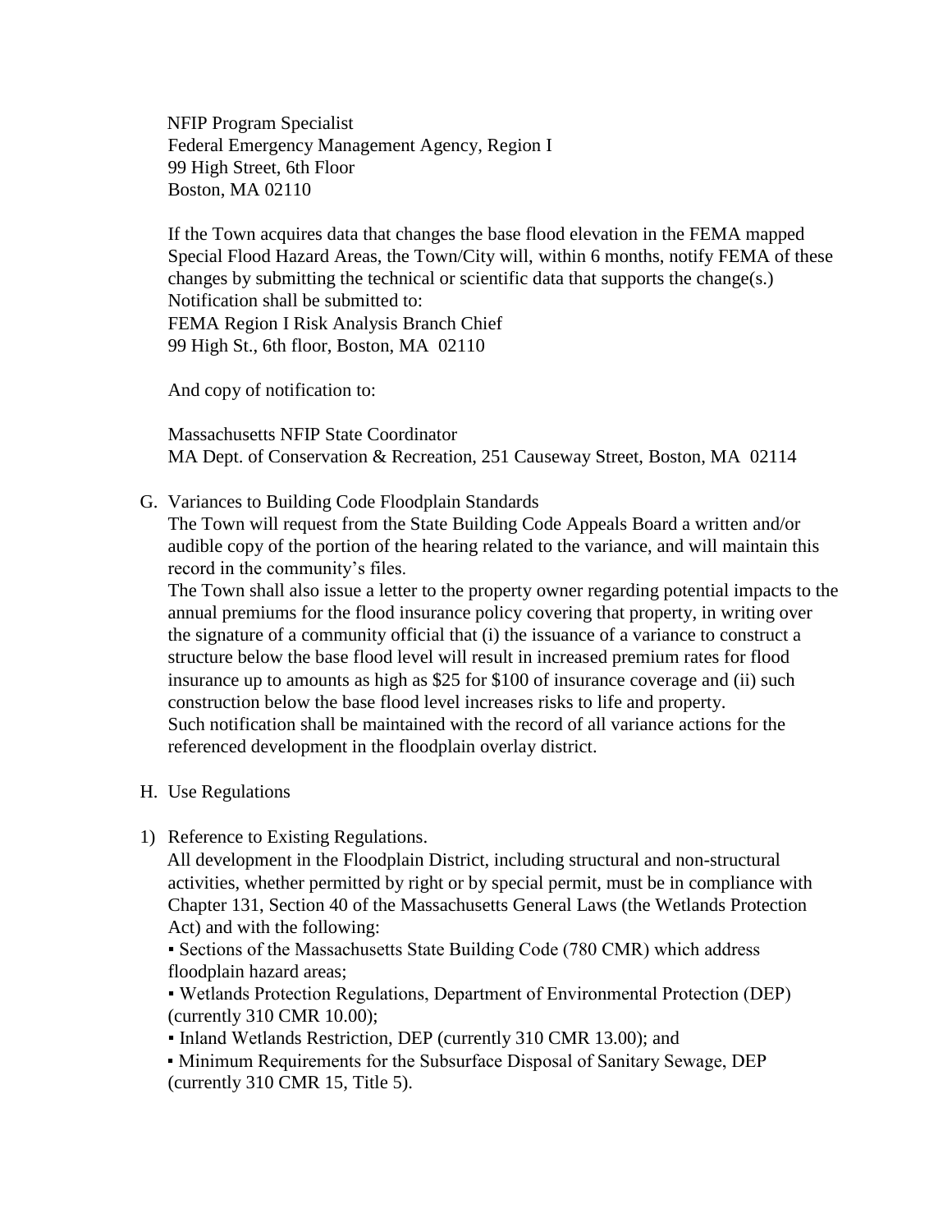NFIP Program Specialist
Federal Emergency Management Agency, Region I
99 High Street, 6th Floor
Boston, MA 02110

If the Town acquires data that changes the base flood elevation in the FEMA mapped Special Flood Hazard Areas, the Town/City will, within 6 months, notify FEMA of these changes by submitting the technical or scientific data that supports the change(s.) Notification shall be submitted to:
FEMA Region I Risk Analysis Branch Chief
99 High St., 6th floor, Boston, MA 02110

And copy of notification to:

Massachusetts NFIP State Coordinator
MA Dept. of Conservation & Recreation, 251 Causeway Street, Boston, MA 02114

G. Variances to Building Code Floodplain Standards

The Town will request from the State Building Code Appeals Board a written and/or audible copy of the portion of the hearing related to the variance, and will maintain this record in the community's files.

The Town shall also issue a letter to the property owner regarding potential impacts to the annual premiums for the flood insurance policy covering that property, in writing over the signature of a community official that (i) the issuance of a variance to construct a structure below the base flood level will result in increased premium rates for flood insurance up to amounts as high as $25 for $100 of insurance coverage and (ii) such construction below the base flood level increases risks to life and property.

Such notification shall be maintained with the record of all variance actions for the referenced development in the floodplain overlay district.

H. Use Regulations

1) Reference to Existing Regulations.

All development in the Floodplain District, including structural and non-structural activities, whether permitted by right or by special permit, must be in compliance with Chapter 131, Section 40 of the Massachusetts General Laws (the Wetlands Protection Act) and with the following:

- Sections of the Massachusetts State Building Code (780 CMR) which address floodplain hazard areas;
- Wetlands Protection Regulations, Department of Environmental Protection (DEP) (currently 310 CMR 10.00);
- Inland Wetlands Restriction, DEP (currently 310 CMR 13.00); and
- Minimum Requirements for the Subsurface Disposal of Sanitary Sewage, DEP (currently 310 CMR 15, Title 5).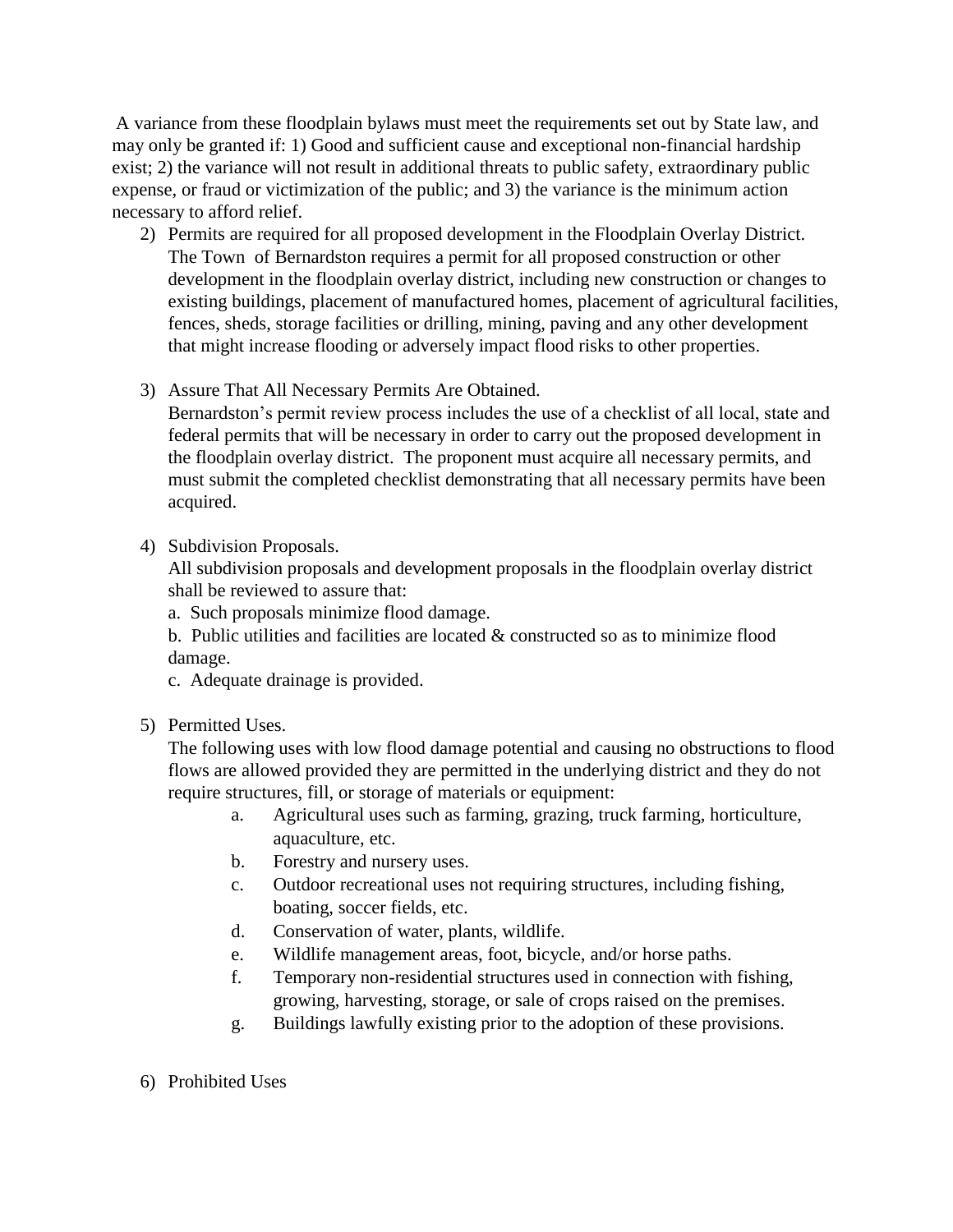A variance from these floodplain bylaws must meet the requirements set out by State law, and may only be granted if: 1) Good and sufficient cause and exceptional non-financial hardship exist; 2) the variance will not result in additional threats to public safety, extraordinary public expense, or fraud or victimization of the public; and 3) the variance is the minimum action necessary to afford relief.

2) Permits are required for all proposed development in the Floodplain Overlay District.
   The Town of Bernardston requires a permit for all proposed construction or other development in the floodplain overlay district, including new construction or changes to existing buildings, placement of manufactured homes, placement of agricultural facilities, fences, sheds, storage facilities or drilling, mining, paving and any other development that might increase flooding or adversely impact flood risks to other properties.

3) Assure That All Necessary Permits Are Obtained.
   Bernardston's permit review process includes the use of a checklist of all local, state and federal permits that will be necessary in order to carry out the proposed development in the floodplain overlay district. The proponent must acquire all necessary permits, and must submit the completed checklist demonstrating that all necessary permits have been acquired.

4) Subdivision Proposals.
   All subdivision proposals and development proposals in the floodplain overlay district shall be reviewed to assure that:
   a. Such proposals minimize flood damage.
   b. Public utilities and facilities are located & constructed so as to minimize flood damage.
   c. Adequate drainage is provided.

5) Permitted Uses.
   The following uses with low flood damage potential and causing no obstructions to flood flows are allowed provided they are permitted in the underlying district and they do not require structures, fill, or storage of materials or equipment:
   a. Agricultural uses such as farming, grazing, truck farming, horticulture, aquaculture, etc.
   b. Forestry and nursery uses.
   c. Outdoor recreational uses not requiring structures, including fishing, boating, soccer fields, etc.
   d. Conservation of water, plants, wildlife.
   e. Wildlife management areas, foot, bicycle, and/or horse paths.
   f. Temporary non-residential structures used in connection with fishing, growing, harvesting, storage, or sale of crops raised on the premises.
   g. Buildings lawfully existing prior to the adoption of these provisions.

6) Prohibited Uses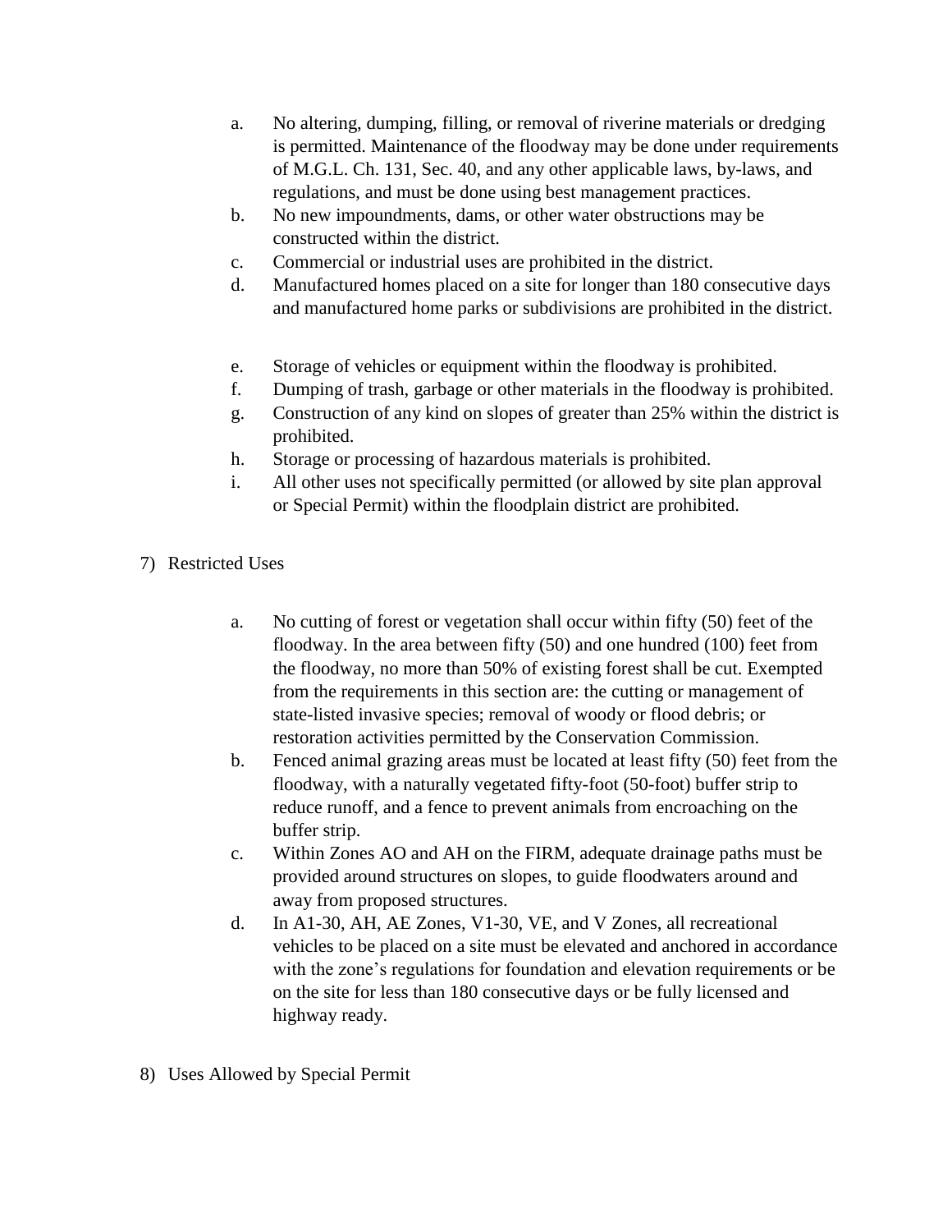a. No altering, dumping, filling, or removal of riverine materials or dredging is permitted. Maintenance of the floodway may be done under requirements of M.G.L. Ch. 131, Sec. 40, and any other applicable laws, by-laws, and regulations, and must be done using best management practices.
b. No new impoundments, dams, or other water obstructions may be constructed within the district.
c. Commercial or industrial uses are prohibited in the district.
d. Manufactured homes placed on a site for longer than 180 consecutive days and manufactured home parks or subdivisions are prohibited in the district.
e. Storage of vehicles or equipment within the floodway is prohibited.
f. Dumping of trash, garbage or other materials in the floodway is prohibited.
g. Construction of any kind on slopes of greater than 25% within the district is prohibited.
h. Storage or processing of hazardous materials is prohibited.
i. All other uses not specifically permitted (or allowed by site plan approval or Special Permit) within the floodplain district are prohibited.

7) Restricted Uses

a. No cutting of forest or vegetation shall occur within fifty (50) feet of the floodway. In the area between fifty (50) and one hundred (100) feet from the floodway, no more than 50% of existing forest shall be cut. Exempted from the requirements in this section are: the cutting or management of state-listed invasive species; removal of woody or flood debris; or restoration activities permitted by the Conservation Commission.
b. Fenced animal grazing areas must be located at least fifty (50) feet from the floodway, with a naturally vegetated fifty-foot (50-foot) buffer strip to reduce runoff, and a fence to prevent animals from encroaching on the buffer strip.
c. Within Zones AO and AH on the FIRM, adequate drainage paths must be provided around structures on slopes, to guide floodwaters around and away from proposed structures.
d. In A1-30, AH, AE Zones, V1-30, VE, and V Zones, all recreational vehicles to be placed on a site must be elevated and anchored in accordance with the zone's regulations for foundation and elevation requirements or be on the site for less than 180 consecutive days or be fully licensed and highway ready.

8) Uses Allowed by Special Permit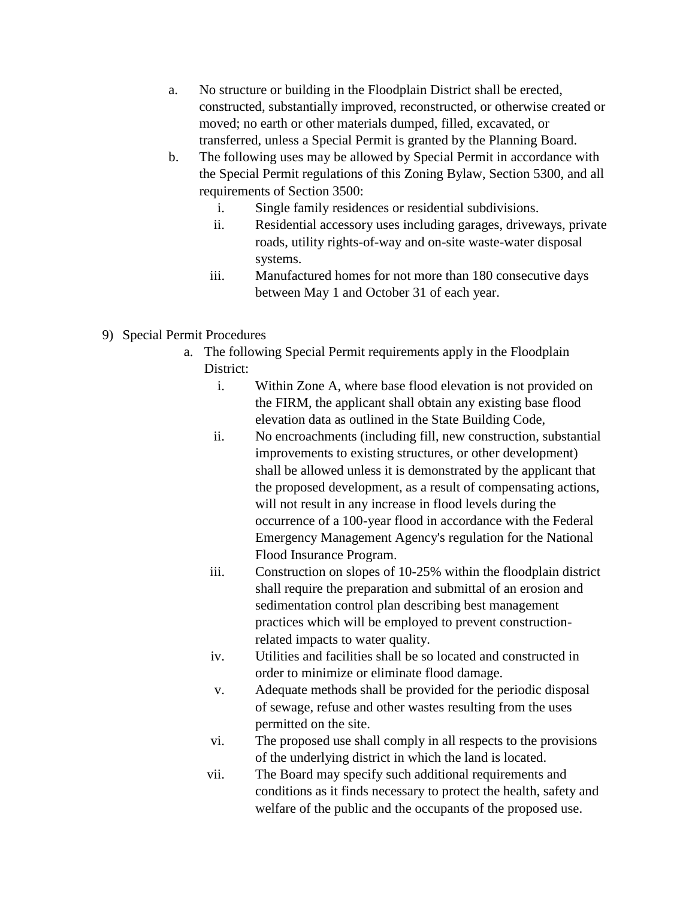a. No structure or building in the Floodplain District shall be erected, constructed, substantially improved, reconstructed, or otherwise created or moved; no earth or other materials dumped, filled, excavated, or transferred, unless a Special Permit is granted by the Planning Board.

b. The following uses may be allowed by Special Permit in accordance with the Special Permit regulations of this Zoning Bylaw, Section 5300, and all requirements of Section 3500:

   i. Single family residences or residential subdivisions.

   ii. Residential accessory uses including garages, driveways, private roads, utility rights-of-way and on-site waste-water disposal systems.

   iii. Manufactured homes for not more than 180 consecutive days between May 1 and October 31 of each year.

9) Special Permit Procedures

   a. The following Special Permit requirements apply in the Floodplain District:

      i. Within Zone A, where base flood elevation is not provided on the FIRM, the applicant shall obtain any existing base flood elevation data as outlined in the State Building Code,

      ii. No encroachments (including fill, new construction, substantial improvements to existing structures, or other development) shall be allowed unless it is demonstrated by the applicant that the proposed development, as a result of compensating actions, will not result in any increase in flood levels during the occurrence of a 100-year flood in accordance with the Federal Emergency Management Agency's regulation for the National Flood Insurance Program.

      iii. Construction on slopes of 10-25% within the floodplain district shall require the preparation and submittal of an erosion and sedimentation control plan describing best management practices which will be employed to prevent construction-related impacts to water quality.

      iv. Utilities and facilities shall be so located and constructed in order to minimize or eliminate flood damage.

      v. Adequate methods shall be provided for the periodic disposal of sewage, refuse and other wastes resulting from the uses permitted on the site.

      vi. The proposed use shall comply in all respects to the provisions of the underlying district in which the land is located.

      vii. The Board may specify such additional requirements and conditions as it finds necessary to protect the health, safety and welfare of the public and the occupants of the proposed use.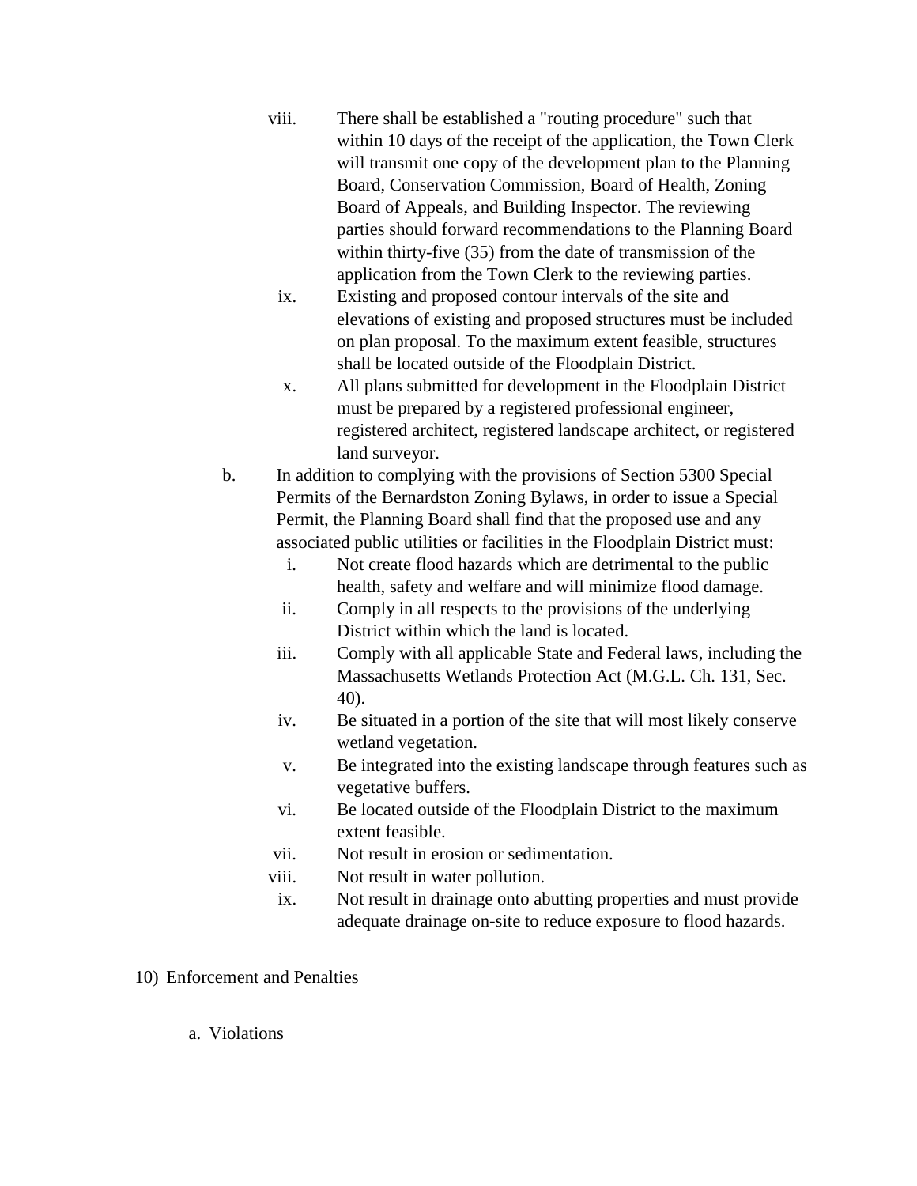viii. There shall be established a "routing procedure" such that within 10 days of the receipt of the application, the Town Clerk will transmit one copy of the development plan to the Planning Board, Conservation Commission, Board of Health, Zoning Board of Appeals, and Building Inspector. The reviewing parties should forward recommendations to the Planning Board within thirty-five (35) from the date of transmission of the application from the Town Clerk to the reviewing parties.

ix. Existing and proposed contour intervals of the site and elevations of existing and proposed structures must be included on plan proposal. To the maximum extent feasible, structures shall be located outside of the Floodplain District.

x. All plans submitted for development in the Floodplain District must be prepared by a registered professional engineer, registered architect, registered landscape architect, or registered land surveyor.

b. In addition to complying with the provisions of Section 5300 Special Permits of the Bernardston Zoning Bylaws, in order to issue a Special Permit, the Planning Board shall find that the proposed use and any associated public utilities or facilities in the Floodplain District must:

i. Not create flood hazards which are detrimental to the public health, safety and welfare and will minimize flood damage.

ii. Comply in all respects to the provisions of the underlying District within which the land is located.

iii. Comply with all applicable State and Federal laws, including the Massachusetts Wetlands Protection Act (M.G.L. Ch. 131, Sec. 40).

iv. Be situated in a portion of the site that will most likely conserve wetland vegetation.

v. Be integrated into the existing landscape through features such as vegetative buffers.

vi. Be located outside of the Floodplain District to the maximum extent feasible.

vii. Not result in erosion or sedimentation.

viii. Not result in water pollution.

ix. Not result in drainage onto abutting properties and must provide adequate drainage on-site to reduce exposure to flood hazards.

10) Enforcement and Penalties

a. Violations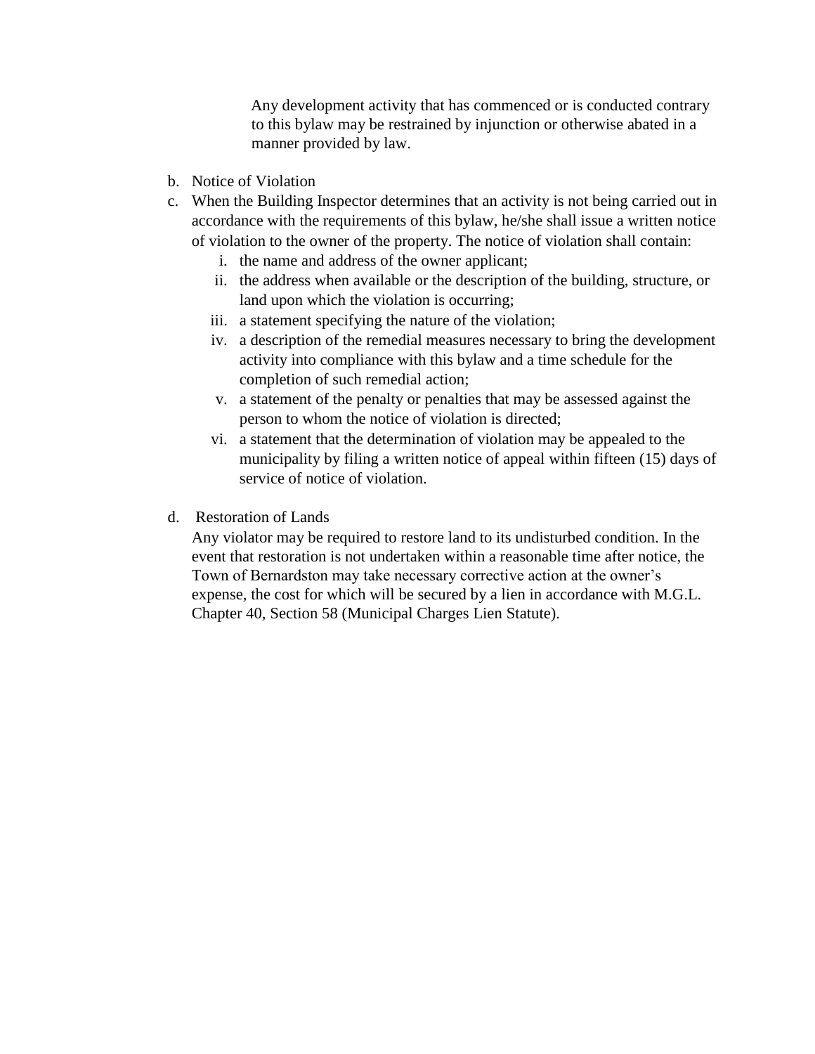Any development activity that has commenced or is conducted contrary to this bylaw may be restrained by injunction or otherwise abated in a manner provided by law.

b. Notice of Violation

c. When the Building Inspector determines that an activity is not being carried out in accordance with the requirements of this bylaw, he/she shall issue a written notice of violation to the owner of the property. The notice of violation shall contain:
   i. the name and address of the owner applicant;
   ii. the address when available or the description of the building, structure, or land upon which the violation is occurring;
   iii. a statement specifying the nature of the violation;
   iv. a description of the remedial measures necessary to bring the development activity into compliance with this bylaw and a time schedule for the completion of such remedial action;
   v. a statement of the penalty or penalties that may be assessed against the person to whom the notice of violation is directed;
   vi. a statement that the determination of violation may be appealed to the municipality by filing a written notice of appeal within fifteen (15) days of service of notice of violation.

d. Restoration of Lands

   Any violator may be required to restore land to its undisturbed condition. In the event that restoration is not undertaken within a reasonable time after notice, the Town of Bernardston may take necessary corrective action at the owner's expense, the cost for which will be secured by a lien in accordance with M.G.L. Chapter 40, Section 58 (Municipal Charges Lien Statute).